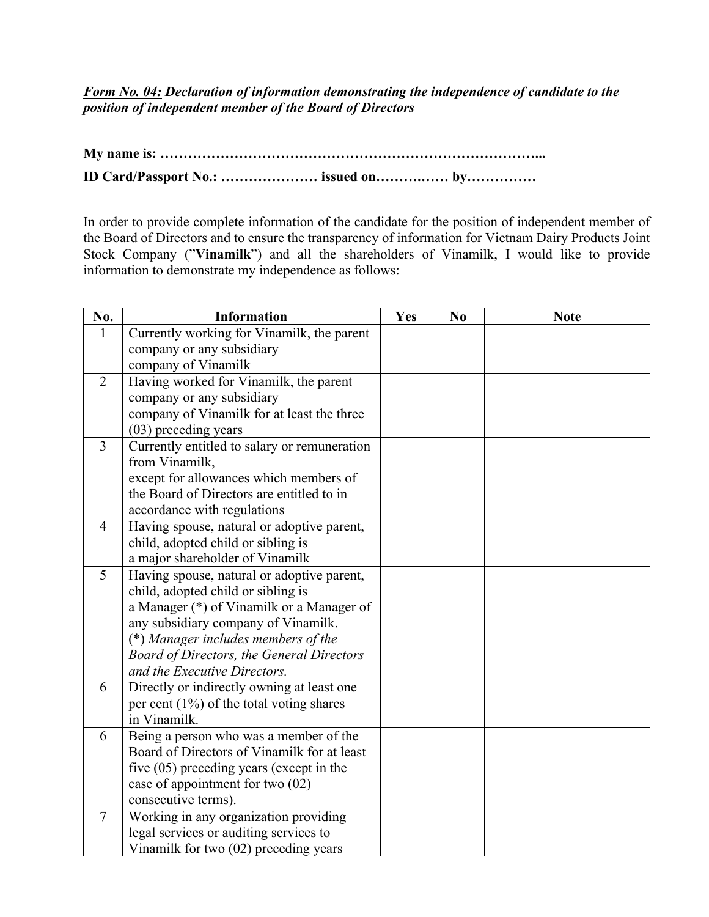***Form No. 04:*** ***Declaration of information demonstrating the independence of candidate to the position of independent member of the Board of Directors***

**My name is: ………………………………………………………………………...**

**ID Card/Passport No.: ………………… issued on……….…… by……………**

In order to provide complete information of the candidate for the position of independent member of the Board of Directors and to ensure the transparency of information for Vietnam Dairy Products Joint Stock Company ("**Vinamilk**") and all the shareholders of Vinamilk, I would like to provide information to demonstrate my independence as follows:

| No. | Information | Yes | No | Note |
|---|---|---|---|---|
| 1 | Currently working for Vinamilk, the parent company or any subsidiary company of Vinamilk | | | |
| 2 | Having worked for Vinamilk, the parent company or any subsidiary company of Vinamilk for at least the three (03) preceding years | | | |
| 3 | Currently entitled to salary or remuneration from Vinamilk, except for allowances which members of the Board of Directors are entitled to in accordance with regulations | | | |
| 4 | Having spouse, natural or adoptive parent, child, adopted child or sibling is a major shareholder of Vinamilk | | | |
| 5 | Having spouse, natural or adoptive parent, child, adopted child or sibling is a Manager (*) of Vinamilk or a Manager of any subsidiary company of Vinamilk. (*) *Manager includes members of the Board of Directors, the General Directors and the Executive Directors.* | | | |
| 6 | Directly or indirectly owning at least one per cent (1%) of the total voting shares in Vinamilk. | | | |
| 6 | Being a person who was a member of the Board of Directors of Vinamilk for at least five (05) preceding years (except in the case of appointment for two (02) consecutive terms). | | | |
| 7 | Working in any organization providing legal services or auditing services to Vinamilk for two (02) preceding years | | | |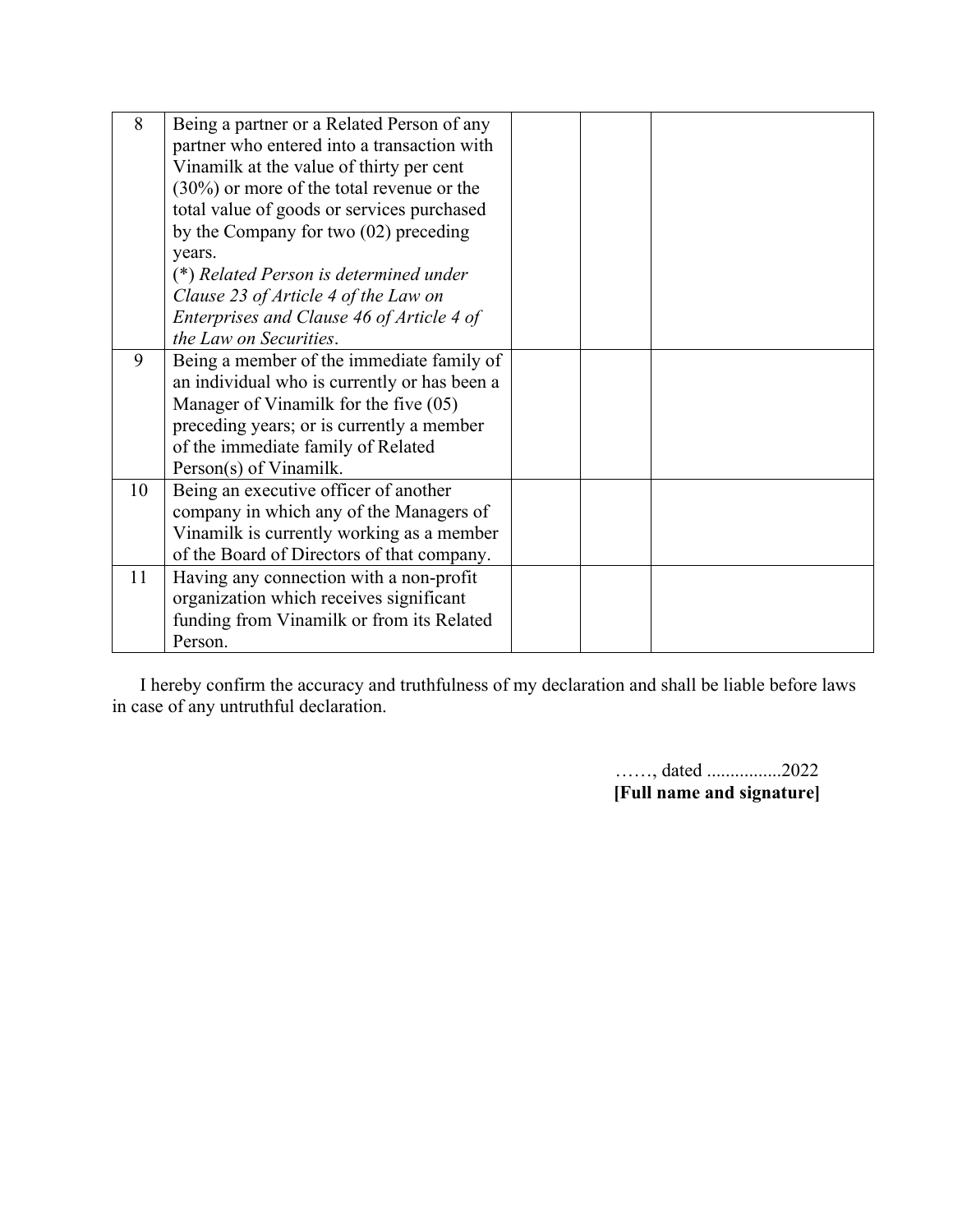| | | | | |
|---|---|---|---|---|
| 8 | Being a partner or a Related Person of any partner who entered into a transaction with Vinamilk at the value of thirty per cent (30%) or more of the total revenue or the total value of goods or services purchased by the Company for two (02) preceding years.<br>(*) *Related Person is determined under Clause 23 of Article 4 of the Law on Enterprises and Clause 46 of Article 4 of the Law on Securities*. | | | |
| 9 | Being a member of the immediate family of an individual who is currently or has been a Manager of Vinamilk for the five (05) preceding years; or is currently a member of the immediate family of Related Person(s) of Vinamilk. | | | |
| 10 | Being an executive officer of another company in which any of the Managers of Vinamilk is currently working as a member of the Board of Directors of that company. | | | |
| 11 | Having any connection with a non-profit organization which receives significant funding from Vinamilk or from its Related Person. | | | |

I hereby confirm the accuracy and truthfulness of my declaration and shall be liable before laws in case of any untruthful declaration.

……, dated ................2022

**[Full name and signature]**